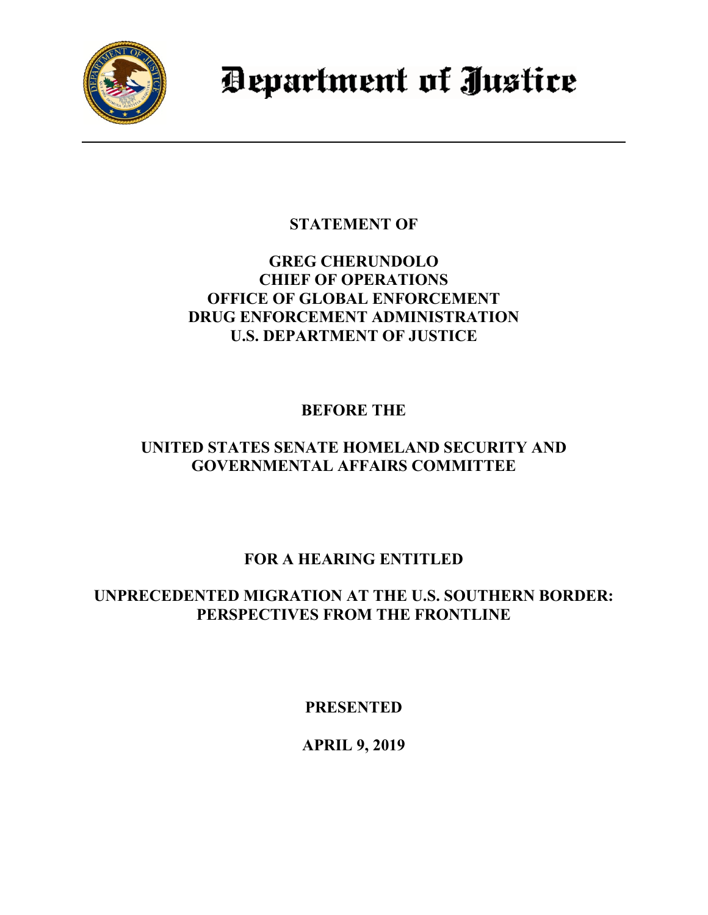# Department of Justice

**STATEMENT OF**

**GREG CHERUNDOLO**
**CHIEF OF OPERATIONS**
**OFFICE OF GLOBAL ENFORCEMENT**
**DRUG ENFORCEMENT ADMINISTRATION**
**U.S. DEPARTMENT OF JUSTICE**

**BEFORE THE**

**UNITED STATES SENATE HOMELAND SECURITY AND GOVERNMENTAL AFFAIRS COMMITTEE**

**FOR A HEARING ENTITLED**

**UNPRECEDENTED MIGRATION AT THE U.S. SOUTHERN BORDER: PERSPECTIVES FROM THE FRONTLINE**

**PRESENTED**

**APRIL 9, 2019**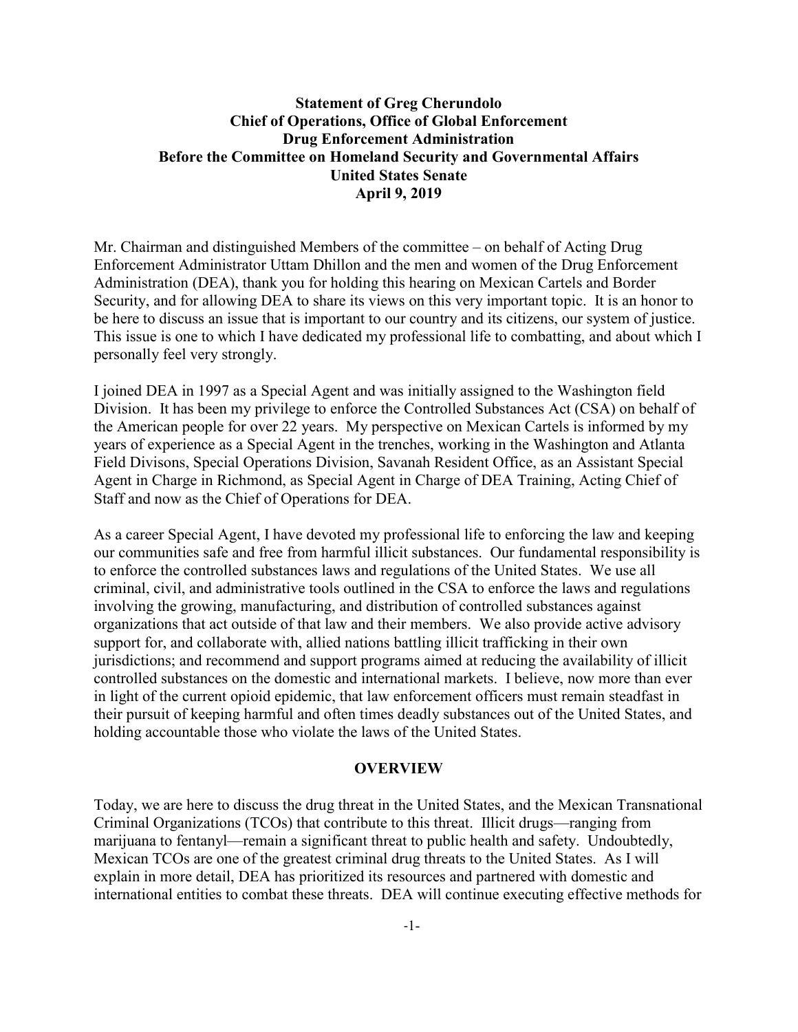**Statement of Greg Cherundolo**
**Chief of Operations, Office of Global Enforcement**
**Drug Enforcement Administration**
**Before the Committee on Homeland Security and Governmental Affairs**
**United States Senate**
**April 9, 2019**

Mr. Chairman and distinguished Members of the committee – on behalf of Acting Drug Enforcement Administrator Uttam Dhillon and the men and women of the Drug Enforcement Administration (DEA), thank you for holding this hearing on Mexican Cartels and Border Security, and for allowing DEA to share its views on this very important topic. It is an honor to be here to discuss an issue that is important to our country and its citizens, our system of justice. This issue is one to which I have dedicated my professional life to combatting, and about which I personally feel very strongly.

I joined DEA in 1997 as a Special Agent and was initially assigned to the Washington field Division. It has been my privilege to enforce the Controlled Substances Act (CSA) on behalf of the American people for over 22 years. My perspective on Mexican Cartels is informed by my years of experience as a Special Agent in the trenches, working in the Washington and Atlanta Field Divisons, Special Operations Division, Savanah Resident Office, as an Assistant Special Agent in Charge in Richmond, as Special Agent in Charge of DEA Training, Acting Chief of Staff and now as the Chief of Operations for DEA.

As a career Special Agent, I have devoted my professional life to enforcing the law and keeping our communities safe and free from harmful illicit substances. Our fundamental responsibility is to enforce the controlled substances laws and regulations of the United States. We use all criminal, civil, and administrative tools outlined in the CSA to enforce the laws and regulations involving the growing, manufacturing, and distribution of controlled substances against organizations that act outside of that law and their members. We also provide active advisory support for, and collaborate with, allied nations battling illicit trafficking in their own jurisdictions; and recommend and support programs aimed at reducing the availability of illicit controlled substances on the domestic and international markets. I believe, now more than ever in light of the current opioid epidemic, that law enforcement officers must remain steadfast in their pursuit of keeping harmful and often times deadly substances out of the United States, and holding accountable those who violate the laws of the United States.

## OVERVIEW

Today, we are here to discuss the drug threat in the United States, and the Mexican Transnational Criminal Organizations (TCOs) that contribute to this threat. Illicit drugs—ranging from marijuana to fentanyl—remain a significant threat to public health and safety. Undoubtedly, Mexican TCOs are one of the greatest criminal drug threats to the United States. As I will explain in more detail, DEA has prioritized its resources and partnered with domestic and international entities to combat these threats. DEA will continue executing effective methods for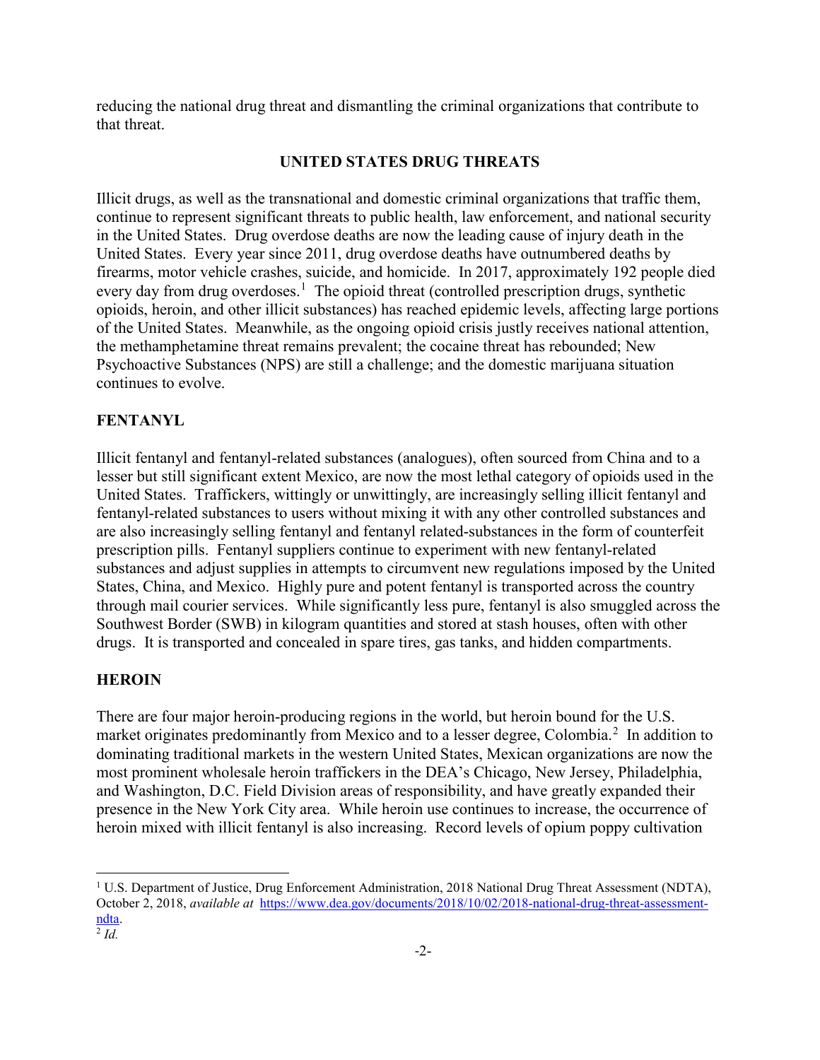reducing the national drug threat and dismantling the criminal organizations that contribute to that threat.

## UNITED STATES DRUG THREATS

Illicit drugs, as well as the transnational and domestic criminal organizations that traffic them, continue to represent significant threats to public health, law enforcement, and national security in the United States. Drug overdose deaths are now the leading cause of injury death in the United States. Every year since 2011, drug overdose deaths have outnumbered deaths by firearms, motor vehicle crashes, suicide, and homicide. In 2017, approximately 192 people died every day from drug overdoses.[1] The opioid threat (controlled prescription drugs, synthetic opioids, heroin, and other illicit substances) has reached epidemic levels, affecting large portions of the United States. Meanwhile, as the ongoing opioid crisis justly receives national attention, the methamphetamine threat remains prevalent; the cocaine threat has rebounded; New Psychoactive Substances (NPS) are still a challenge; and the domestic marijuana situation continues to evolve.

### FENTANYL

Illicit fentanyl and fentanyl-related substances (analogues), often sourced from China and to a lesser but still significant extent Mexico, are now the most lethal category of opioids used in the United States. Traffickers, wittingly or unwittingly, are increasingly selling illicit fentanyl and fentanyl-related substances to users without mixing it with any other controlled substances and are also increasingly selling fentanyl and fentanyl related-substances in the form of counterfeit prescription pills. Fentanyl suppliers continue to experiment with new fentanyl-related substances and adjust supplies in attempts to circumvent new regulations imposed by the United States, China, and Mexico. Highly pure and potent fentanyl is transported across the country through mail courier services. While significantly less pure, fentanyl is also smuggled across the Southwest Border (SWB) in kilogram quantities and stored at stash houses, often with other drugs. It is transported and concealed in spare tires, gas tanks, and hidden compartments.

### HEROIN

There are four major heroin-producing regions in the world, but heroin bound for the U.S. market originates predominantly from Mexico and to a lesser degree, Colombia.[2] In addition to dominating traditional markets in the western United States, Mexican organizations are now the most prominent wholesale heroin traffickers in the DEA's Chicago, New Jersey, Philadelphia, and Washington, D.C. Field Division areas of responsibility, and have greatly expanded their presence in the New York City area. While heroin use continues to increase, the occurrence of heroin mixed with illicit fentanyl is also increasing. Record levels of opium poppy cultivation

---

[1] U.S. Department of Justice, Drug Enforcement Administration, 2018 National Drug Threat Assessment (NDTA), October 2, 2018, *available at* https://www.dea.gov/documents/2018/10/02/2018-national-drug-threat-assessment-ndta.

[2] *Id.*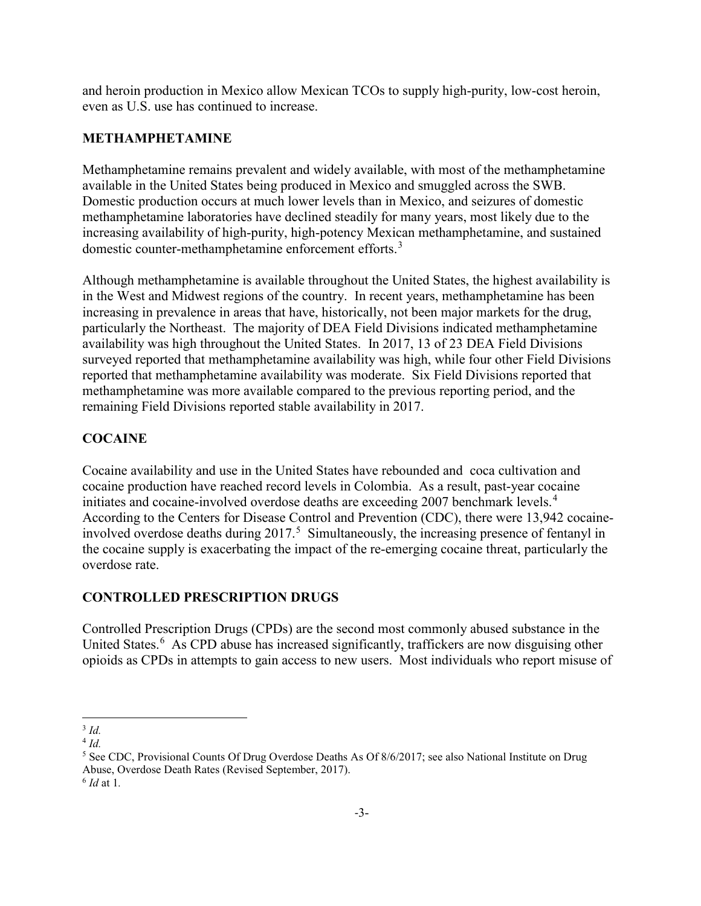and heroin production in Mexico allow Mexican TCOs to supply high-purity, low-cost heroin, even as U.S. use has continued to increase.

## METHAMPHETAMINE

Methamphetamine remains prevalent and widely available, with most of the methamphetamine available in the United States being produced in Mexico and smuggled across the SWB. Domestic production occurs at much lower levels than in Mexico, and seizures of domestic methamphetamine laboratories have declined steadily for many years, most likely due to the increasing availability of high-purity, high-potency Mexican methamphetamine, and sustained domestic counter-methamphetamine enforcement efforts.[3]

Although methamphetamine is available throughout the United States, the highest availability is in the West and Midwest regions of the country. In recent years, methamphetamine has been increasing in prevalence in areas that have, historically, not been major markets for the drug, particularly the Northeast. The majority of DEA Field Divisions indicated methamphetamine availability was high throughout the United States. In 2017, 13 of 23 DEA Field Divisions surveyed reported that methamphetamine availability was high, while four other Field Divisions reported that methamphetamine availability was moderate. Six Field Divisions reported that methamphetamine was more available compared to the previous reporting period, and the remaining Field Divisions reported stable availability in 2017.

## COCAINE

Cocaine availability and use in the United States have rebounded and coca cultivation and cocaine production have reached record levels in Colombia. As a result, past-year cocaine initiates and cocaine-involved overdose deaths are exceeding 2007 benchmark levels.[4] According to the Centers for Disease Control and Prevention (CDC), there were 13,942 cocaine-involved overdose deaths during 2017.[5] Simultaneously, the increasing presence of fentanyl in the cocaine supply is exacerbating the impact of the re-emerging cocaine threat, particularly the overdose rate.

## CONTROLLED PRESCRIPTION DRUGS

Controlled Prescription Drugs (CPDs) are the second most commonly abused substance in the United States.[6] As CPD abuse has increased significantly, traffickers are now disguising other opioids as CPDs in attempts to gain access to new users. Most individuals who report misuse of

---

[3] *Id.*

[4] *Id.*

[5] See CDC, Provisional Counts Of Drug Overdose Deaths As Of 8/6/2017; see also National Institute on Drug Abuse, Overdose Death Rates (Revised September, 2017).

[6] *Id* at 1.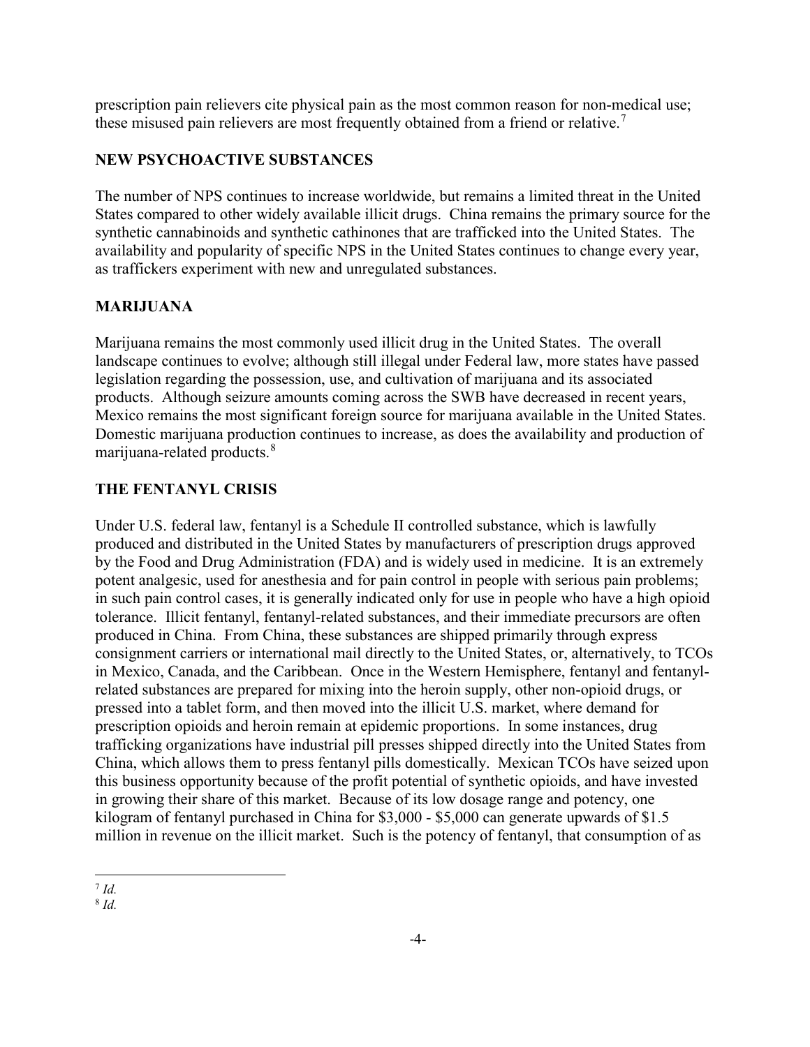prescription pain relievers cite physical pain as the most common reason for non-medical use; these misused pain relievers are most frequently obtained from a friend or relative.[7]

## NEW PSYCHOACTIVE SUBSTANCES

The number of NPS continues to increase worldwide, but remains a limited threat in the United States compared to other widely available illicit drugs. China remains the primary source for the synthetic cannabinoids and synthetic cathinones that are trafficked into the United States. The availability and popularity of specific NPS in the United States continues to change every year, as traffickers experiment with new and unregulated substances.

## MARIJUANA

Marijuana remains the most commonly used illicit drug in the United States. The overall landscape continues to evolve; although still illegal under Federal law, more states have passed legislation regarding the possession, use, and cultivation of marijuana and its associated products. Although seizure amounts coming across the SWB have decreased in recent years, Mexico remains the most significant foreign source for marijuana available in the United States. Domestic marijuana production continues to increase, as does the availability and production of marijuana-related products.[8]

## THE FENTANYL CRISIS

Under U.S. federal law, fentanyl is a Schedule II controlled substance, which is lawfully produced and distributed in the United States by manufacturers of prescription drugs approved by the Food and Drug Administration (FDA) and is widely used in medicine. It is an extremely potent analgesic, used for anesthesia and for pain control in people with serious pain problems; in such pain control cases, it is generally indicated only for use in people who have a high opioid tolerance. Illicit fentanyl, fentanyl-related substances, and their immediate precursors are often produced in China. From China, these substances are shipped primarily through express consignment carriers or international mail directly to the United States, or, alternatively, to TCOs in Mexico, Canada, and the Caribbean. Once in the Western Hemisphere, fentanyl and fentanyl-related substances are prepared for mixing into the heroin supply, other non-opioid drugs, or pressed into a tablet form, and then moved into the illicit U.S. market, where demand for prescription opioids and heroin remain at epidemic proportions. In some instances, drug trafficking organizations have industrial pill presses shipped directly into the United States from China, which allows them to press fentanyl pills domestically. Mexican TCOs have seized upon this business opportunity because of the profit potential of synthetic opioids, and have invested in growing their share of this market. Because of its low dosage range and potency, one kilogram of fentanyl purchased in China for $3,000 - $5,000 can generate upwards of $1.5 million in revenue on the illicit market. Such is the potency of fentanyl, that consumption of as

---

[7] *Id.*

[8] *Id.*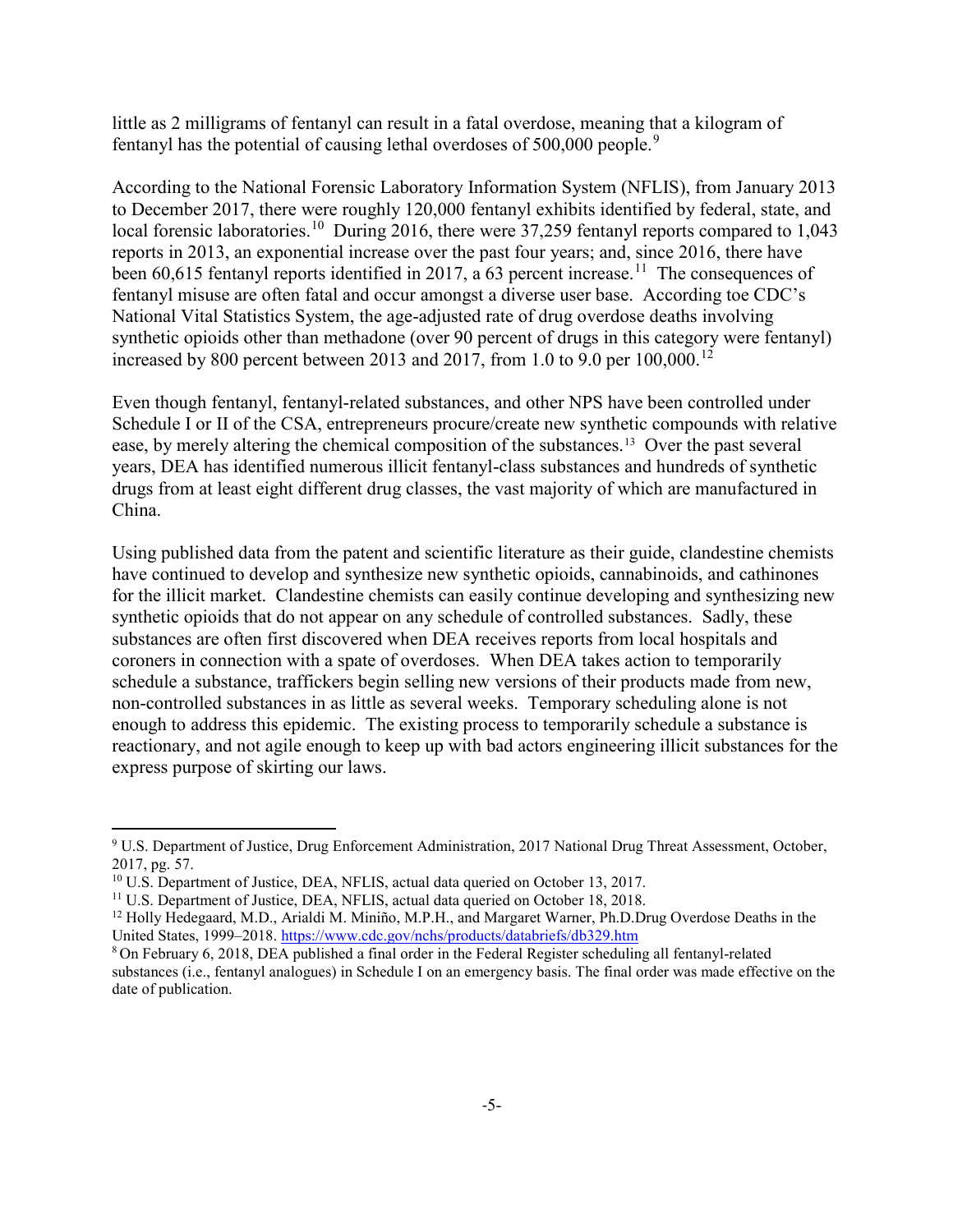little as 2 milligrams of fentanyl can result in a fatal overdose, meaning that a kilogram of fentanyl has the potential of causing lethal overdoses of 500,000 people.[9]

According to the National Forensic Laboratory Information System (NFLIS), from January 2013 to December 2017, there were roughly 120,000 fentanyl exhibits identified by federal, state, and local forensic laboratories.[10] During 2016, there were 37,259 fentanyl reports compared to 1,043 reports in 2013, an exponential increase over the past four years; and, since 2016, there have been 60,615 fentanyl reports identified in 2017, a 63 percent increase.[11] The consequences of fentanyl misuse are often fatal and occur amongst a diverse user base. According toe CDC's National Vital Statistics System, the age-adjusted rate of drug overdose deaths involving synthetic opioids other than methadone (over 90 percent of drugs in this category were fentanyl) increased by 800 percent between 2013 and 2017, from 1.0 to 9.0 per 100,000.[12]

Even though fentanyl, fentanyl-related substances, and other NPS have been controlled under Schedule I or II of the CSA, entrepreneurs procure/create new synthetic compounds with relative ease, by merely altering the chemical composition of the substances.[13] Over the past several years, DEA has identified numerous illicit fentanyl-class substances and hundreds of synthetic drugs from at least eight different drug classes, the vast majority of which are manufactured in China.

Using published data from the patent and scientific literature as their guide, clandestine chemists have continued to develop and synthesize new synthetic opioids, cannabinoids, and cathinones for the illicit market. Clandestine chemists can easily continue developing and synthesizing new synthetic opioids that do not appear on any schedule of controlled substances. Sadly, these substances are often first discovered when DEA receives reports from local hospitals and coroners in connection with a spate of overdoses. When DEA takes action to temporarily schedule a substance, traffickers begin selling new versions of their products made from new, non-controlled substances in as little as several weeks. Temporary scheduling alone is not enough to address this epidemic. The existing process to temporarily schedule a substance is reactionary, and not agile enough to keep up with bad actors engineering illicit substances for the express purpose of skirting our laws.

---

[9] U.S. Department of Justice, Drug Enforcement Administration, 2017 National Drug Threat Assessment, October, 2017, pg. 57.

[10] U.S. Department of Justice, DEA, NFLIS, actual data queried on October 13, 2017.

[11] U.S. Department of Justice, DEA, NFLIS, actual data queried on October 18, 2018.

[12] Holly Hedegaard, M.D., Arialdi M. Miniño, M.P.H., and Margaret Warner, Ph.D.Drug Overdose Deaths in the United States, 1999–2018. https://www.cdc.gov/nchs/products/databriefs/db329.htm

[8] On February 6, 2018, DEA published a final order in the Federal Register scheduling all fentanyl-related substances (i.e., fentanyl analogues) in Schedule I on an emergency basis. The final order was made effective on the date of publication.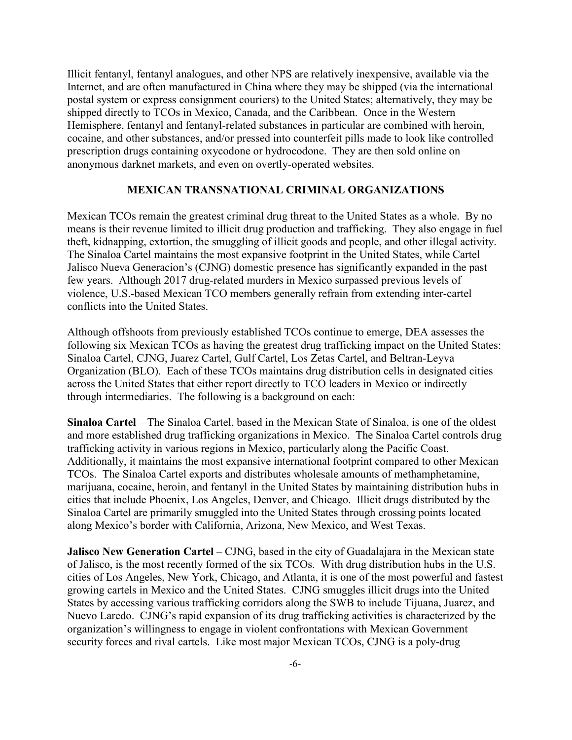Illicit fentanyl, fentanyl analogues, and other NPS are relatively inexpensive, available via the Internet, and are often manufactured in China where they may be shipped (via the international postal system or express consignment couriers) to the United States; alternatively, they may be shipped directly to TCOs in Mexico, Canada, and the Caribbean. Once in the Western Hemisphere, fentanyl and fentanyl-related substances in particular are combined with heroin, cocaine, and other substances, and/or pressed into counterfeit pills made to look like controlled prescription drugs containing oxycodone or hydrocodone. They are then sold online on anonymous darknet markets, and even on overtly-operated websites.

## MEXICAN TRANSNATIONAL CRIMINAL ORGANIZATIONS

Mexican TCOs remain the greatest criminal drug threat to the United States as a whole. By no means is their revenue limited to illicit drug production and trafficking. They also engage in fuel theft, kidnapping, extortion, the smuggling of illicit goods and people, and other illegal activity. The Sinaloa Cartel maintains the most expansive footprint in the United States, while Cartel Jalisco Nueva Generacion's (CJNG) domestic presence has significantly expanded in the past few years. Although 2017 drug-related murders in Mexico surpassed previous levels of violence, U.S.-based Mexican TCO members generally refrain from extending inter-cartel conflicts into the United States.

Although offshoots from previously established TCOs continue to emerge, DEA assesses the following six Mexican TCOs as having the greatest drug trafficking impact on the United States: Sinaloa Cartel, CJNG, Juarez Cartel, Gulf Cartel, Los Zetas Cartel, and Beltran-Leyva Organization (BLO). Each of these TCOs maintains drug distribution cells in designated cities across the United States that either report directly to TCO leaders in Mexico or indirectly through intermediaries. The following is a background on each:

**Sinaloa Cartel** – The Sinaloa Cartel, based in the Mexican State of Sinaloa, is one of the oldest and more established drug trafficking organizations in Mexico. The Sinaloa Cartel controls drug trafficking activity in various regions in Mexico, particularly along the Pacific Coast. Additionally, it maintains the most expansive international footprint compared to other Mexican TCOs. The Sinaloa Cartel exports and distributes wholesale amounts of methamphetamine, marijuana, cocaine, heroin, and fentanyl in the United States by maintaining distribution hubs in cities that include Phoenix, Los Angeles, Denver, and Chicago. Illicit drugs distributed by the Sinaloa Cartel are primarily smuggled into the United States through crossing points located along Mexico's border with California, Arizona, New Mexico, and West Texas.

**Jalisco New Generation Cartel** – CJNG, based in the city of Guadalajara in the Mexican state of Jalisco, is the most recently formed of the six TCOs. With drug distribution hubs in the U.S. cities of Los Angeles, New York, Chicago, and Atlanta, it is one of the most powerful and fastest growing cartels in Mexico and the United States. CJNG smuggles illicit drugs into the United States by accessing various trafficking corridors along the SWB to include Tijuana, Juarez, and Nuevo Laredo. CJNG's rapid expansion of its drug trafficking activities is characterized by the organization's willingness to engage in violent confrontations with Mexican Government security forces and rival cartels. Like most major Mexican TCOs, CJNG is a poly-drug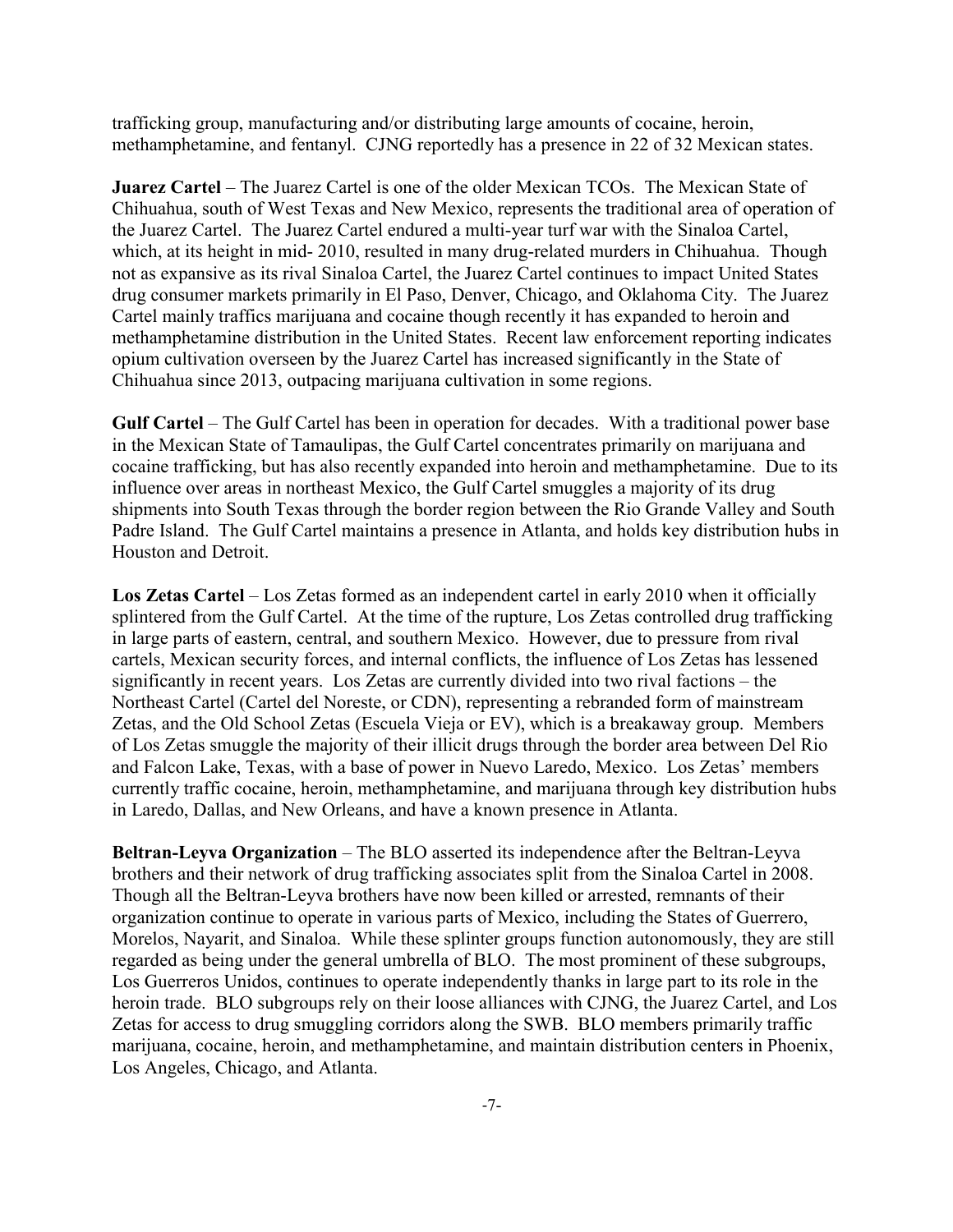trafficking group, manufacturing and/or distributing large amounts of cocaine, heroin, methamphetamine, and fentanyl. CJNG reportedly has a presence in 22 of 32 Mexican states.

**Juarez Cartel** – The Juarez Cartel is one of the older Mexican TCOs. The Mexican State of Chihuahua, south of West Texas and New Mexico, represents the traditional area of operation of the Juarez Cartel. The Juarez Cartel endured a multi-year turf war with the Sinaloa Cartel, which, at its height in mid- 2010, resulted in many drug-related murders in Chihuahua. Though not as expansive as its rival Sinaloa Cartel, the Juarez Cartel continues to impact United States drug consumer markets primarily in El Paso, Denver, Chicago, and Oklahoma City. The Juarez Cartel mainly traffics marijuana and cocaine though recently it has expanded to heroin and methamphetamine distribution in the United States. Recent law enforcement reporting indicates opium cultivation overseen by the Juarez Cartel has increased significantly in the State of Chihuahua since 2013, outpacing marijuana cultivation in some regions.

**Gulf Cartel** – The Gulf Cartel has been in operation for decades. With a traditional power base in the Mexican State of Tamaulipas, the Gulf Cartel concentrates primarily on marijuana and cocaine trafficking, but has also recently expanded into heroin and methamphetamine. Due to its influence over areas in northeast Mexico, the Gulf Cartel smuggles a majority of its drug shipments into South Texas through the border region between the Rio Grande Valley and South Padre Island. The Gulf Cartel maintains a presence in Atlanta, and holds key distribution hubs in Houston and Detroit.

**Los Zetas Cartel** – Los Zetas formed as an independent cartel in early 2010 when it officially splintered from the Gulf Cartel. At the time of the rupture, Los Zetas controlled drug trafficking in large parts of eastern, central, and southern Mexico. However, due to pressure from rival cartels, Mexican security forces, and internal conflicts, the influence of Los Zetas has lessened significantly in recent years. Los Zetas are currently divided into two rival factions – the Northeast Cartel (Cartel del Noreste, or CDN), representing a rebranded form of mainstream Zetas, and the Old School Zetas (Escuela Vieja or EV), which is a breakaway group. Members of Los Zetas smuggle the majority of their illicit drugs through the border area between Del Rio and Falcon Lake, Texas, with a base of power in Nuevo Laredo, Mexico. Los Zetas' members currently traffic cocaine, heroin, methamphetamine, and marijuana through key distribution hubs in Laredo, Dallas, and New Orleans, and have a known presence in Atlanta.

**Beltran-Leyva Organization** – The BLO asserted its independence after the Beltran-Leyva brothers and their network of drug trafficking associates split from the Sinaloa Cartel in 2008. Though all the Beltran-Leyva brothers have now been killed or arrested, remnants of their organization continue to operate in various parts of Mexico, including the States of Guerrero, Morelos, Nayarit, and Sinaloa. While these splinter groups function autonomously, they are still regarded as being under the general umbrella of BLO. The most prominent of these subgroups, Los Guerreros Unidos, continues to operate independently thanks in large part to its role in the heroin trade. BLO subgroups rely on their loose alliances with CJNG, the Juarez Cartel, and Los Zetas for access to drug smuggling corridors along the SWB. BLO members primarily traffic marijuana, cocaine, heroin, and methamphetamine, and maintain distribution centers in Phoenix, Los Angeles, Chicago, and Atlanta.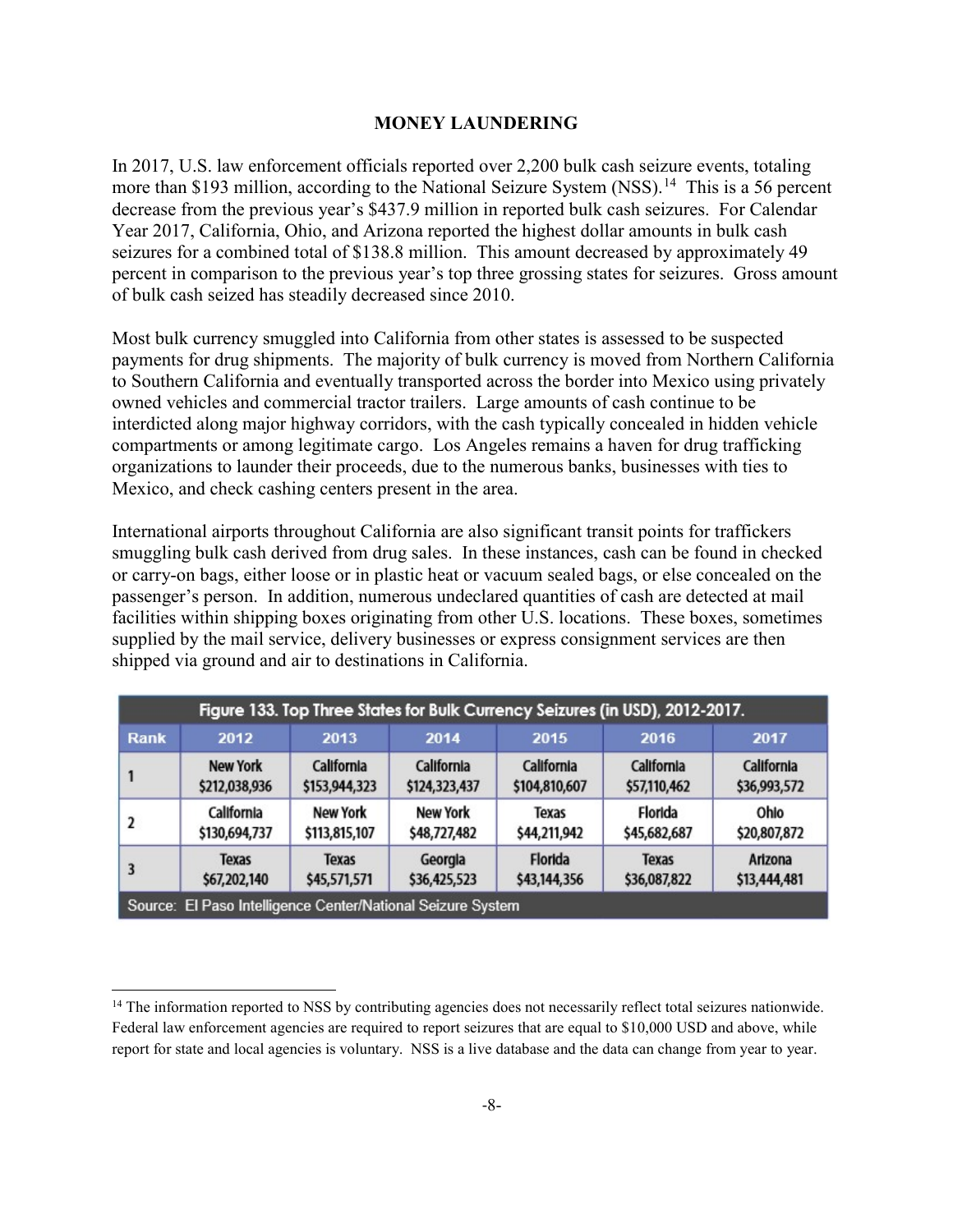## MONEY LAUNDERING

In 2017, U.S. law enforcement officials reported over 2,200 bulk cash seizure events, totaling more than $193 million, according to the National Seizure System (NSS).[14] This is a 56 percent decrease from the previous year's $437.9 million in reported bulk cash seizures. For Calendar Year 2017, California, Ohio, and Arizona reported the highest dollar amounts in bulk cash seizures for a combined total of $138.8 million. This amount decreased by approximately 49 percent in comparison to the previous year's top three grossing states for seizures. Gross amount of bulk cash seized has steadily decreased since 2010.

Most bulk currency smuggled into California from other states is assessed to be suspected payments for drug shipments. The majority of bulk currency is moved from Northern California to Southern California and eventually transported across the border into Mexico using privately owned vehicles and commercial tractor trailers. Large amounts of cash continue to be interdicted along major highway corridors, with the cash typically concealed in hidden vehicle compartments or among legitimate cargo. Los Angeles remains a haven for drug trafficking organizations to launder their proceeds, due to the numerous banks, businesses with ties to Mexico, and check cashing centers present in the area.

International airports throughout California are also significant transit points for traffickers smuggling bulk cash derived from drug sales. In these instances, cash can be found in checked or carry-on bags, either loose or in plastic heat or vacuum sealed bags, or else concealed on the passenger's person. In addition, numerous undeclared quantities of cash are detected at mail facilities within shipping boxes originating from other U.S. locations. These boxes, sometimes supplied by the mail service, delivery businesses or express consignment services are then shipped via ground and air to destinations in California.

**Figure 133. Top Three States for Bulk Currency Seizures (in USD), 2012-2017.**

| Rank | 2012 | 2013 | 2014 | 2015 | 2016 | 2017 |
|---|---|---|---|---|---|---|
| 1 | New York $212,038,936 | California $153,944,323 | California $124,323,437 | California $104,810,607 | California $57,110,462 | California $36,993,572 |
| 2 | California $130,694,737 | New York $113,815,107 | New York $48,727,482 | Texas $44,211,942 | Florida $45,682,687 | Ohio $20,807,872 |
| 3 | Texas $67,202,140 | Texas $45,571,571 | Georgia $36,425,523 | Florida $43,144,356 | Texas $36,087,822 | Arizona $13,444,481 |

Source: El Paso Intelligence Center/National Seizure System

[14] The information reported to NSS by contributing agencies does not necessarily reflect total seizures nationwide. Federal law enforcement agencies are required to report seizures that are equal to $10,000 USD and above, while report for state and local agencies is voluntary. NSS is a live database and the data can change from year to year.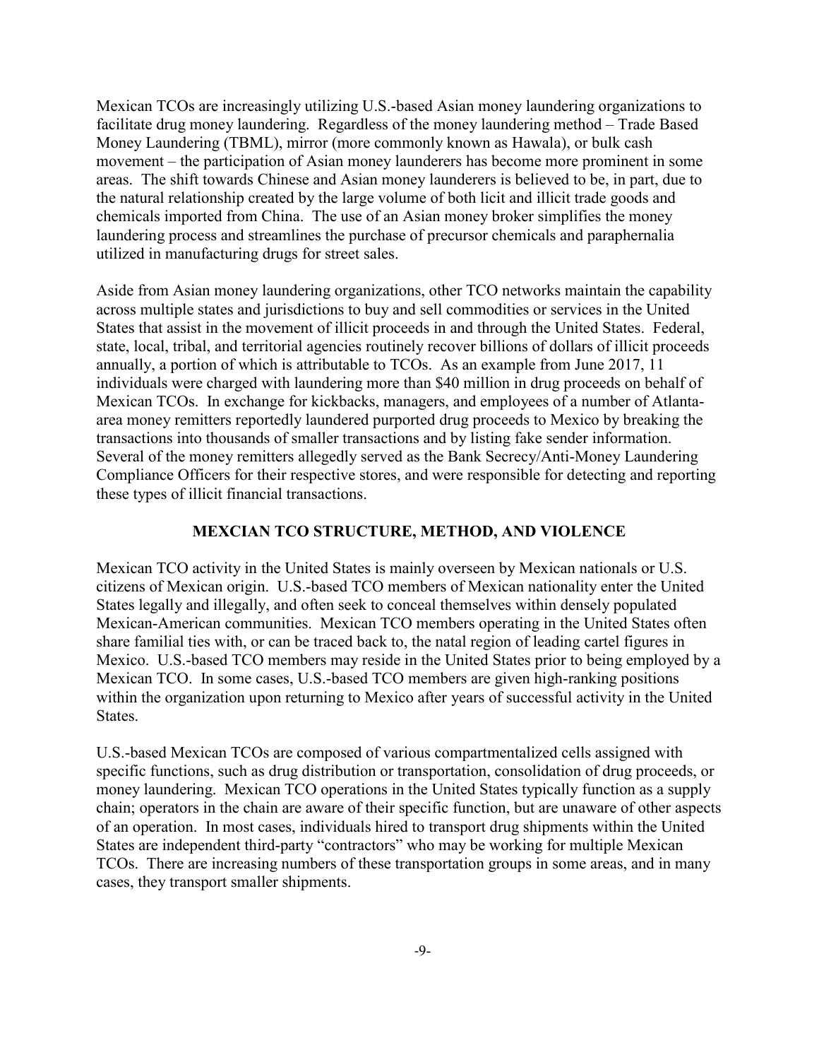Mexican TCOs are increasingly utilizing U.S.-based Asian money laundering organizations to facilitate drug money laundering. Regardless of the money laundering method – Trade Based Money Laundering (TBML), mirror (more commonly known as Hawala), or bulk cash movement – the participation of Asian money launderers has become more prominent in some areas. The shift towards Chinese and Asian money launderers is believed to be, in part, due to the natural relationship created by the large volume of both licit and illicit trade goods and chemicals imported from China. The use of an Asian money broker simplifies the money laundering process and streamlines the purchase of precursor chemicals and paraphernalia utilized in manufacturing drugs for street sales.

Aside from Asian money laundering organizations, other TCO networks maintain the capability across multiple states and jurisdictions to buy and sell commodities or services in the United States that assist in the movement of illicit proceeds in and through the United States. Federal, state, local, tribal, and territorial agencies routinely recover billions of dollars of illicit proceeds annually, a portion of which is attributable to TCOs. As an example from June 2017, 11 individuals were charged with laundering more than \$40 million in drug proceeds on behalf of Mexican TCOs. In exchange for kickbacks, managers, and employees of a number of Atlanta-area money remitters reportedly laundered purported drug proceeds to Mexico by breaking the transactions into thousands of smaller transactions and by listing fake sender information. Several of the money remitters allegedly served as the Bank Secrecy/Anti-Money Laundering Compliance Officers for their respective stores, and were responsible for detecting and reporting these types of illicit financial transactions.

## MEXCIAN TCO STRUCTURE, METHOD, AND VIOLENCE

Mexican TCO activity in the United States is mainly overseen by Mexican nationals or U.S. citizens of Mexican origin. U.S.-based TCO members of Mexican nationality enter the United States legally and illegally, and often seek to conceal themselves within densely populated Mexican-American communities. Mexican TCO members operating in the United States often share familial ties with, or can be traced back to, the natal region of leading cartel figures in Mexico. U.S.-based TCO members may reside in the United States prior to being employed by a Mexican TCO. In some cases, U.S.-based TCO members are given high-ranking positions within the organization upon returning to Mexico after years of successful activity in the United States.

U.S.-based Mexican TCOs are composed of various compartmentalized cells assigned with specific functions, such as drug distribution or transportation, consolidation of drug proceeds, or money laundering. Mexican TCO operations in the United States typically function as a supply chain; operators in the chain are aware of their specific function, but are unaware of other aspects of an operation. In most cases, individuals hired to transport drug shipments within the United States are independent third-party "contractors" who may be working for multiple Mexican TCOs. There are increasing numbers of these transportation groups in some areas, and in many cases, they transport smaller shipments.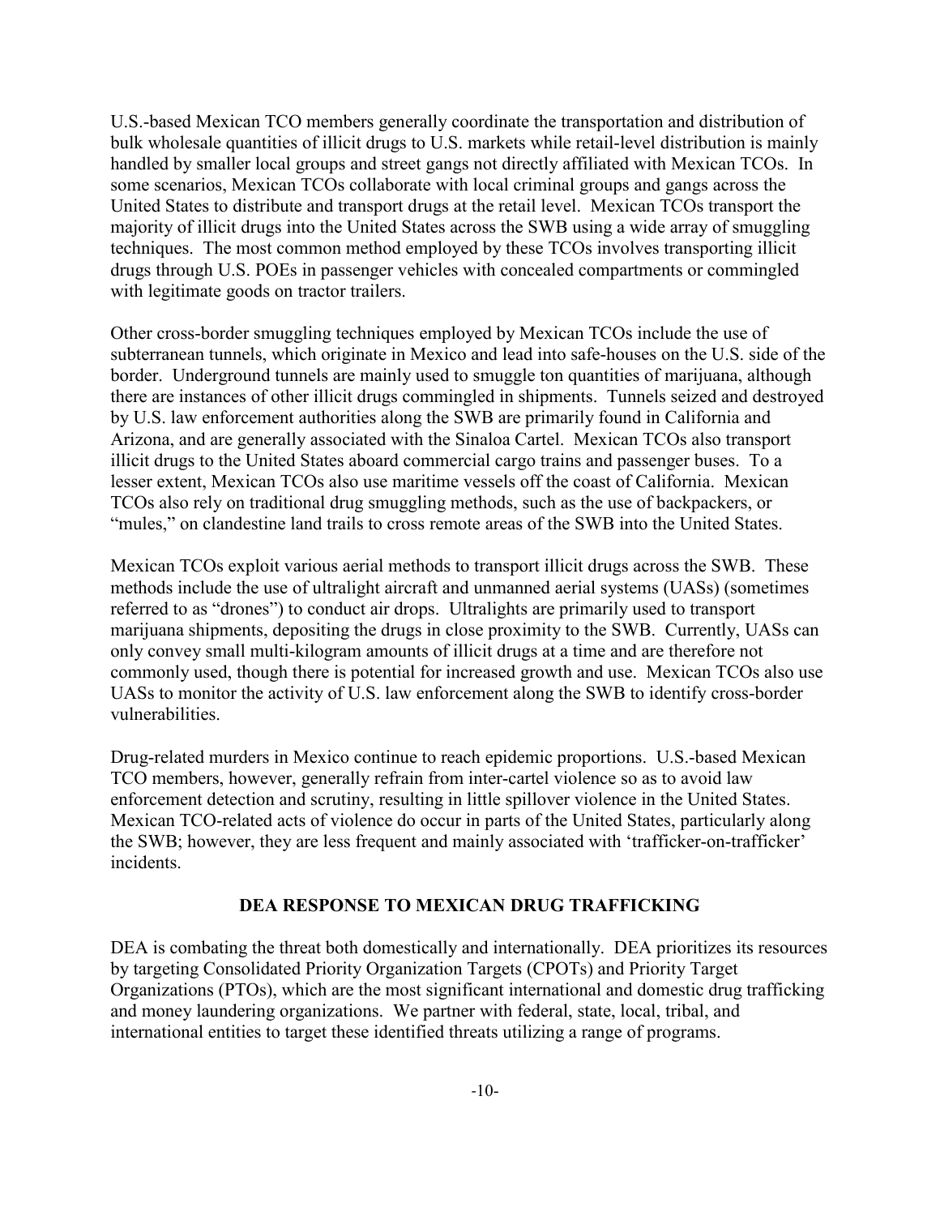U.S.-based Mexican TCO members generally coordinate the transportation and distribution of bulk wholesale quantities of illicit drugs to U.S. markets while retail-level distribution is mainly handled by smaller local groups and street gangs not directly affiliated with Mexican TCOs. In some scenarios, Mexican TCOs collaborate with local criminal groups and gangs across the United States to distribute and transport drugs at the retail level. Mexican TCOs transport the majority of illicit drugs into the United States across the SWB using a wide array of smuggling techniques. The most common method employed by these TCOs involves transporting illicit drugs through U.S. POEs in passenger vehicles with concealed compartments or commingled with legitimate goods on tractor trailers.

Other cross-border smuggling techniques employed by Mexican TCOs include the use of subterranean tunnels, which originate in Mexico and lead into safe-houses on the U.S. side of the border. Underground tunnels are mainly used to smuggle ton quantities of marijuana, although there are instances of other illicit drugs commingled in shipments. Tunnels seized and destroyed by U.S. law enforcement authorities along the SWB are primarily found in California and Arizona, and are generally associated with the Sinaloa Cartel. Mexican TCOs also transport illicit drugs to the United States aboard commercial cargo trains and passenger buses. To a lesser extent, Mexican TCOs also use maritime vessels off the coast of California. Mexican TCOs also rely on traditional drug smuggling methods, such as the use of backpackers, or "mules," on clandestine land trails to cross remote areas of the SWB into the United States.

Mexican TCOs exploit various aerial methods to transport illicit drugs across the SWB. These methods include the use of ultralight aircraft and unmanned aerial systems (UASs) (sometimes referred to as "drones") to conduct air drops. Ultralights are primarily used to transport marijuana shipments, depositing the drugs in close proximity to the SWB. Currently, UASs can only convey small multi-kilogram amounts of illicit drugs at a time and are therefore not commonly used, though there is potential for increased growth and use. Mexican TCOs also use UASs to monitor the activity of U.S. law enforcement along the SWB to identify cross-border vulnerabilities.

Drug-related murders in Mexico continue to reach epidemic proportions. U.S.-based Mexican TCO members, however, generally refrain from inter-cartel violence so as to avoid law enforcement detection and scrutiny, resulting in little spillover violence in the United States. Mexican TCO-related acts of violence do occur in parts of the United States, particularly along the SWB; however, they are less frequent and mainly associated with 'trafficker-on-trafficker' incidents.

## DEA RESPONSE TO MEXICAN DRUG TRAFFICKING

DEA is combating the threat both domestically and internationally. DEA prioritizes its resources by targeting Consolidated Priority Organization Targets (CPOTs) and Priority Target Organizations (PTOs), which are the most significant international and domestic drug trafficking and money laundering organizations. We partner with federal, state, local, tribal, and international entities to target these identified threats utilizing a range of programs.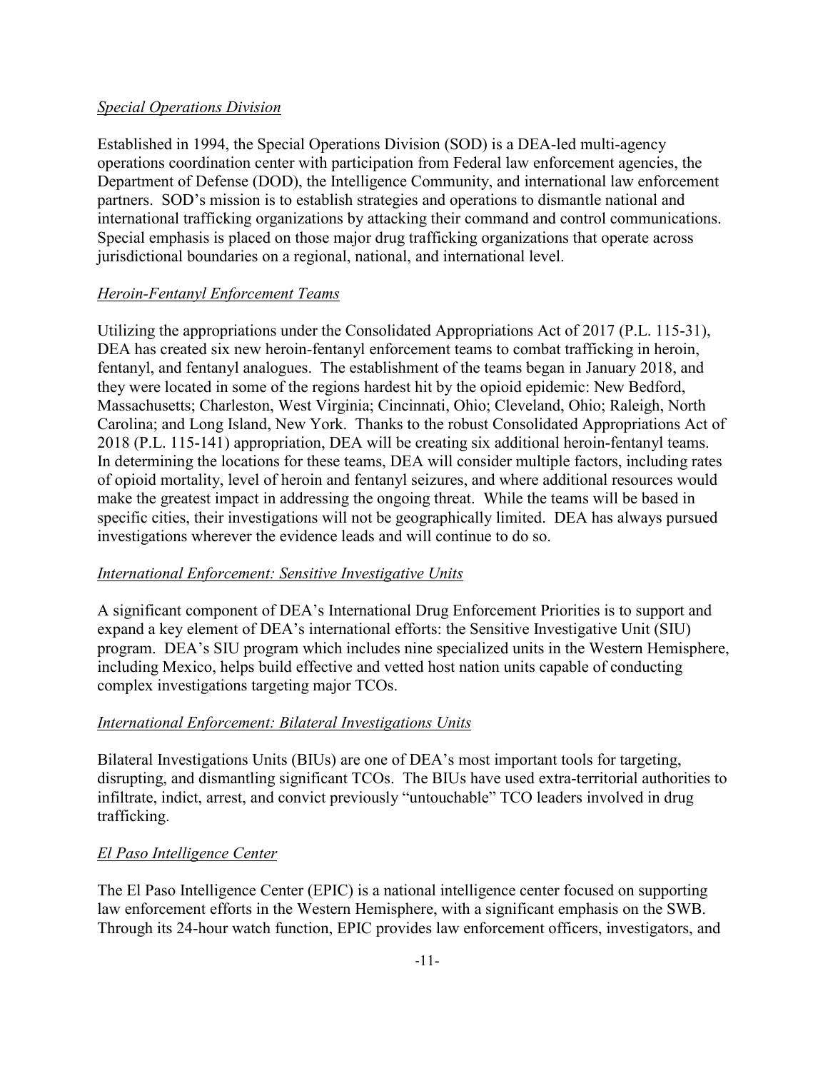*Special Operations Division*

Established in 1994, the Special Operations Division (SOD) is a DEA-led multi-agency operations coordination center with participation from Federal law enforcement agencies, the Department of Defense (DOD), the Intelligence Community, and international law enforcement partners. SOD's mission is to establish strategies and operations to dismantle national and international trafficking organizations by attacking their command and control communications. Special emphasis is placed on those major drug trafficking organizations that operate across jurisdictional boundaries on a regional, national, and international level.

*Heroin-Fentanyl Enforcement Teams*

Utilizing the appropriations under the Consolidated Appropriations Act of 2017 (P.L. 115-31), DEA has created six new heroin-fentanyl enforcement teams to combat trafficking in heroin, fentanyl, and fentanyl analogues. The establishment of the teams began in January 2018, and they were located in some of the regions hardest hit by the opioid epidemic: New Bedford, Massachusetts; Charleston, West Virginia; Cincinnati, Ohio; Cleveland, Ohio; Raleigh, North Carolina; and Long Island, New York. Thanks to the robust Consolidated Appropriations Act of 2018 (P.L. 115-141) appropriation, DEA will be creating six additional heroin-fentanyl teams. In determining the locations for these teams, DEA will consider multiple factors, including rates of opioid mortality, level of heroin and fentanyl seizures, and where additional resources would make the greatest impact in addressing the ongoing threat. While the teams will be based in specific cities, their investigations will not be geographically limited. DEA has always pursued investigations wherever the evidence leads and will continue to do so.

*International Enforcement: Sensitive Investigative Units*

A significant component of DEA's International Drug Enforcement Priorities is to support and expand a key element of DEA's international efforts: the Sensitive Investigative Unit (SIU) program. DEA's SIU program which includes nine specialized units in the Western Hemisphere, including Mexico, helps build effective and vetted host nation units capable of conducting complex investigations targeting major TCOs.

*International Enforcement: Bilateral Investigations Units*

Bilateral Investigations Units (BIUs) are one of DEA's most important tools for targeting, disrupting, and dismantling significant TCOs. The BIUs have used extra-territorial authorities to infiltrate, indict, arrest, and convict previously "untouchable" TCO leaders involved in drug trafficking.

*El Paso Intelligence Center*

The El Paso Intelligence Center (EPIC) is a national intelligence center focused on supporting law enforcement efforts in the Western Hemisphere, with a significant emphasis on the SWB. Through its 24-hour watch function, EPIC provides law enforcement officers, investigators, and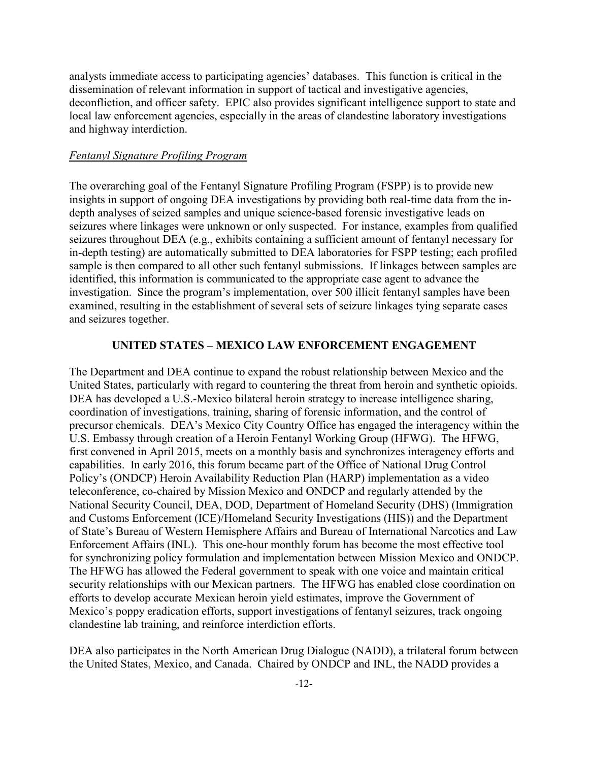analysts immediate access to participating agencies' databases. This function is critical in the dissemination of relevant information in support of tactical and investigative agencies, deconfliction, and officer safety. EPIC also provides significant intelligence support to state and local law enforcement agencies, especially in the areas of clandestine laboratory investigations and highway interdiction.

*Fentanyl Signature Profiling Program*

The overarching goal of the Fentanyl Signature Profiling Program (FSPP) is to provide new insights in support of ongoing DEA investigations by providing both real-time data from the in-depth analyses of seized samples and unique science-based forensic investigative leads on seizures where linkages were unknown or only suspected. For instance, examples from qualified seizures throughout DEA (e.g., exhibits containing a sufficient amount of fentanyl necessary for in-depth testing) are automatically submitted to DEA laboratories for FSPP testing; each profiled sample is then compared to all other such fentanyl submissions. If linkages between samples are identified, this information is communicated to the appropriate case agent to advance the investigation. Since the program's implementation, over 500 illicit fentanyl samples have been examined, resulting in the establishment of several sets of seizure linkages tying separate cases and seizures together.

## UNITED STATES – MEXICO LAW ENFORCEMENT ENGAGEMENT

The Department and DEA continue to expand the robust relationship between Mexico and the United States, particularly with regard to countering the threat from heroin and synthetic opioids. DEA has developed a U.S.-Mexico bilateral heroin strategy to increase intelligence sharing, coordination of investigations, training, sharing of forensic information, and the control of precursor chemicals. DEA's Mexico City Country Office has engaged the interagency within the U.S. Embassy through creation of a Heroin Fentanyl Working Group (HFWG). The HFWG, first convened in April 2015, meets on a monthly basis and synchronizes interagency efforts and capabilities. In early 2016, this forum became part of the Office of National Drug Control Policy's (ONDCP) Heroin Availability Reduction Plan (HARP) implementation as a video teleconference, co-chaired by Mission Mexico and ONDCP and regularly attended by the National Security Council, DEA, DOD, Department of Homeland Security (DHS) (Immigration and Customs Enforcement (ICE)/Homeland Security Investigations (HIS)) and the Department of State's Bureau of Western Hemisphere Affairs and Bureau of International Narcotics and Law Enforcement Affairs (INL). This one-hour monthly forum has become the most effective tool for synchronizing policy formulation and implementation between Mission Mexico and ONDCP. The HFWG has allowed the Federal government to speak with one voice and maintain critical security relationships with our Mexican partners. The HFWG has enabled close coordination on efforts to develop accurate Mexican heroin yield estimates, improve the Government of Mexico's poppy eradication efforts, support investigations of fentanyl seizures, track ongoing clandestine lab training, and reinforce interdiction efforts.

DEA also participates in the North American Drug Dialogue (NADD), a trilateral forum between the United States, Mexico, and Canada. Chaired by ONDCP and INL, the NADD provides a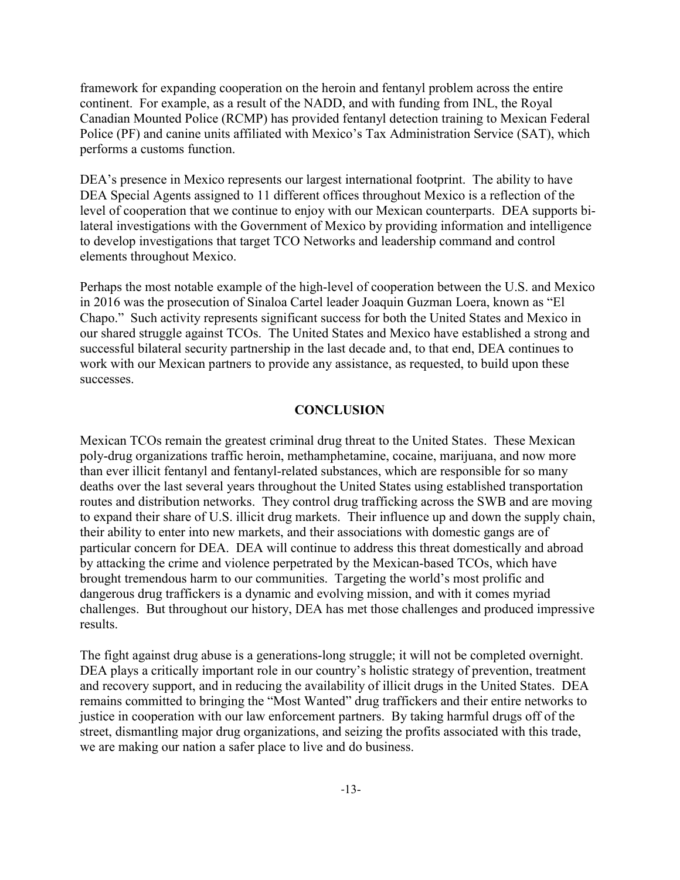framework for expanding cooperation on the heroin and fentanyl problem across the entire continent. For example, as a result of the NADD, and with funding from INL, the Royal Canadian Mounted Police (RCMP) has provided fentanyl detection training to Mexican Federal Police (PF) and canine units affiliated with Mexico's Tax Administration Service (SAT), which performs a customs function.

DEA's presence in Mexico represents our largest international footprint. The ability to have DEA Special Agents assigned to 11 different offices throughout Mexico is a reflection of the level of cooperation that we continue to enjoy with our Mexican counterparts. DEA supports bi-lateral investigations with the Government of Mexico by providing information and intelligence to develop investigations that target TCO Networks and leadership command and control elements throughout Mexico.

Perhaps the most notable example of the high-level of cooperation between the U.S. and Mexico in 2016 was the prosecution of Sinaloa Cartel leader Joaquin Guzman Loera, known as "El Chapo." Such activity represents significant success for both the United States and Mexico in our shared struggle against TCOs. The United States and Mexico have established a strong and successful bilateral security partnership in the last decade and, to that end, DEA continues to work with our Mexican partners to provide any assistance, as requested, to build upon these successes.

## CONCLUSION

Mexican TCOs remain the greatest criminal drug threat to the United States. These Mexican poly-drug organizations traffic heroin, methamphetamine, cocaine, marijuana, and now more than ever illicit fentanyl and fentanyl-related substances, which are responsible for so many deaths over the last several years throughout the United States using established transportation routes and distribution networks. They control drug trafficking across the SWB and are moving to expand their share of U.S. illicit drug markets. Their influence up and down the supply chain, their ability to enter into new markets, and their associations with domestic gangs are of particular concern for DEA. DEA will continue to address this threat domestically and abroad by attacking the crime and violence perpetrated by the Mexican-based TCOs, which have brought tremendous harm to our communities. Targeting the world's most prolific and dangerous drug traffickers is a dynamic and evolving mission, and with it comes myriad challenges. But throughout our history, DEA has met those challenges and produced impressive results.

The fight against drug abuse is a generations-long struggle; it will not be completed overnight. DEA plays a critically important role in our country's holistic strategy of prevention, treatment and recovery support, and in reducing the availability of illicit drugs in the United States. DEA remains committed to bringing the "Most Wanted" drug traffickers and their entire networks to justice in cooperation with our law enforcement partners. By taking harmful drugs off of the street, dismantling major drug organizations, and seizing the profits associated with this trade, we are making our nation a safer place to live and do business.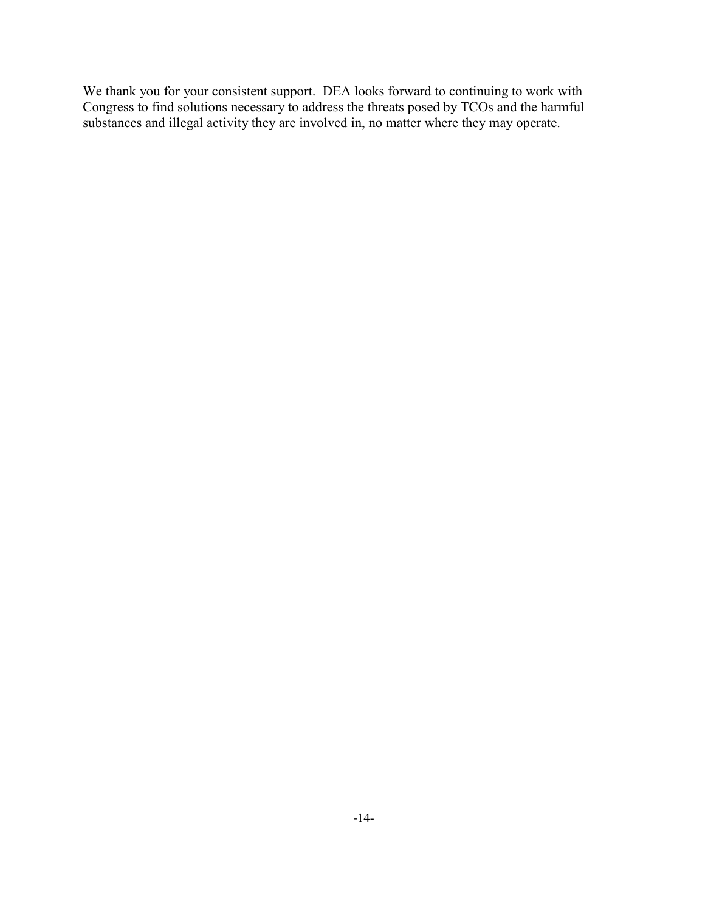We thank you for your consistent support. DEA looks forward to continuing to work with Congress to find solutions necessary to address the threats posed by TCOs and the harmful substances and illegal activity they are involved in, no matter where they may operate.